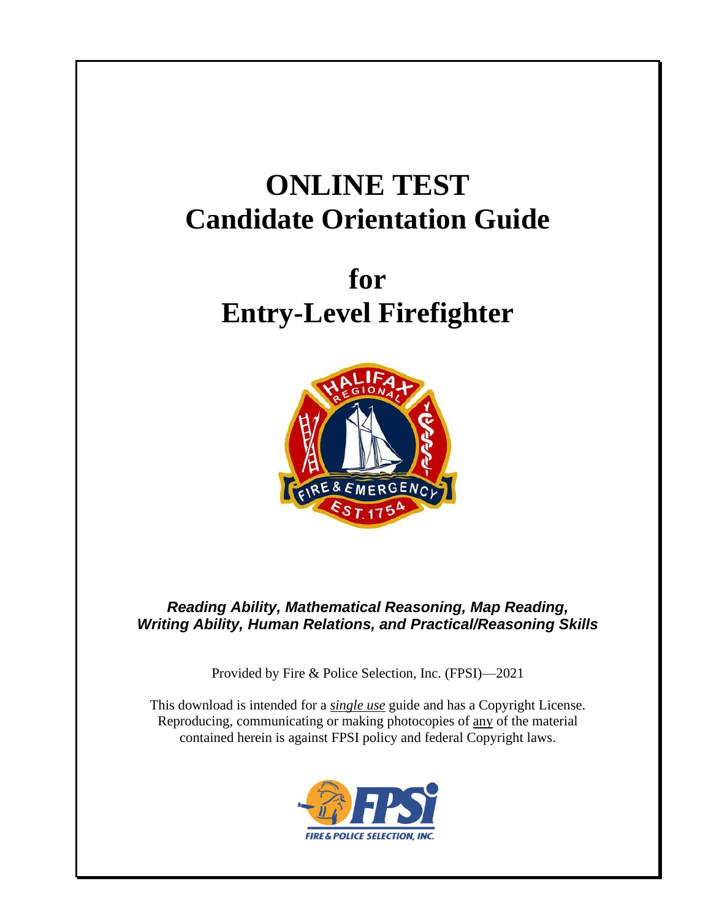# ONLINE TEST
# Candidate Orientation Guide

# for
# Entry-Level Firefighter

***Reading Ability, Mathematical Reasoning, Map Reading, Writing Ability, Human Relations, and Practical/Reasoning Skills***

Provided by Fire & Police Selection, Inc. (FPSI)—2021

This download is intended for a ***single use*** guide and has a Copyright License. Reproducing, communicating or making photocopies of any of the material contained herein is against FPSI policy and federal Copyright laws.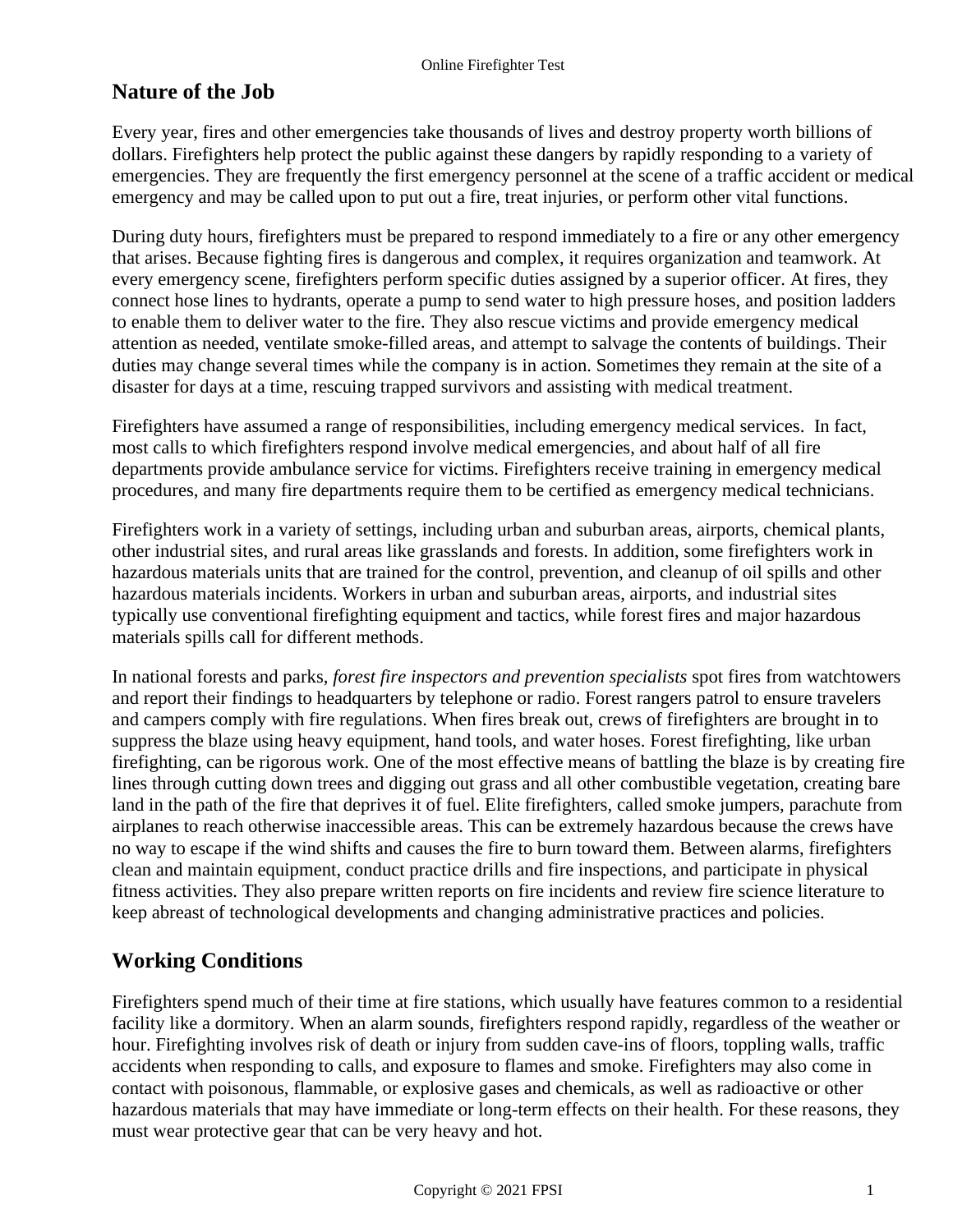## Nature of the Job

Every year, fires and other emergencies take thousands of lives and destroy property worth billions of dollars. Firefighters help protect the public against these dangers by rapidly responding to a variety of emergencies. They are frequently the first emergency personnel at the scene of a traffic accident or medical emergency and may be called upon to put out a fire, treat injuries, or perform other vital functions.

During duty hours, firefighters must be prepared to respond immediately to a fire or any other emergency that arises. Because fighting fires is dangerous and complex, it requires organization and teamwork. At every emergency scene, firefighters perform specific duties assigned by a superior officer. At fires, they connect hose lines to hydrants, operate a pump to send water to high pressure hoses, and position ladders to enable them to deliver water to the fire. They also rescue victims and provide emergency medical attention as needed, ventilate smoke-filled areas, and attempt to salvage the contents of buildings. Their duties may change several times while the company is in action. Sometimes they remain at the site of a disaster for days at a time, rescuing trapped survivors and assisting with medical treatment.

Firefighters have assumed a range of responsibilities, including emergency medical services. In fact, most calls to which firefighters respond involve medical emergencies, and about half of all fire departments provide ambulance service for victims. Firefighters receive training in emergency medical procedures, and many fire departments require them to be certified as emergency medical technicians.

Firefighters work in a variety of settings, including urban and suburban areas, airports, chemical plants, other industrial sites, and rural areas like grasslands and forests. In addition, some firefighters work in hazardous materials units that are trained for the control, prevention, and cleanup of oil spills and other hazardous materials incidents. Workers in urban and suburban areas, airports, and industrial sites typically use conventional firefighting equipment and tactics, while forest fires and major hazardous materials spills call for different methods.

In national forests and parks, *forest fire inspectors and prevention specialists* spot fires from watchtowers and report their findings to headquarters by telephone or radio. Forest rangers patrol to ensure travelers and campers comply with fire regulations. When fires break out, crews of firefighters are brought in to suppress the blaze using heavy equipment, hand tools, and water hoses. Forest firefighting, like urban firefighting, can be rigorous work. One of the most effective means of battling the blaze is by creating fire lines through cutting down trees and digging out grass and all other combustible vegetation, creating bare land in the path of the fire that deprives it of fuel. Elite firefighters, called smoke jumpers, parachute from airplanes to reach otherwise inaccessible areas. This can be extremely hazardous because the crews have no way to escape if the wind shifts and causes the fire to burn toward them. Between alarms, firefighters clean and maintain equipment, conduct practice drills and fire inspections, and participate in physical fitness activities. They also prepare written reports on fire incidents and review fire science literature to keep abreast of technological developments and changing administrative practices and policies.

## Working Conditions

Firefighters spend much of their time at fire stations, which usually have features common to a residential facility like a dormitory. When an alarm sounds, firefighters respond rapidly, regardless of the weather or hour. Firefighting involves risk of death or injury from sudden cave-ins of floors, toppling walls, traffic accidents when responding to calls, and exposure to flames and smoke. Firefighters may also come in contact with poisonous, flammable, or explosive gases and chemicals, as well as radioactive or other hazardous materials that may have immediate or long-term effects on their health. For these reasons, they must wear protective gear that can be very heavy and hot.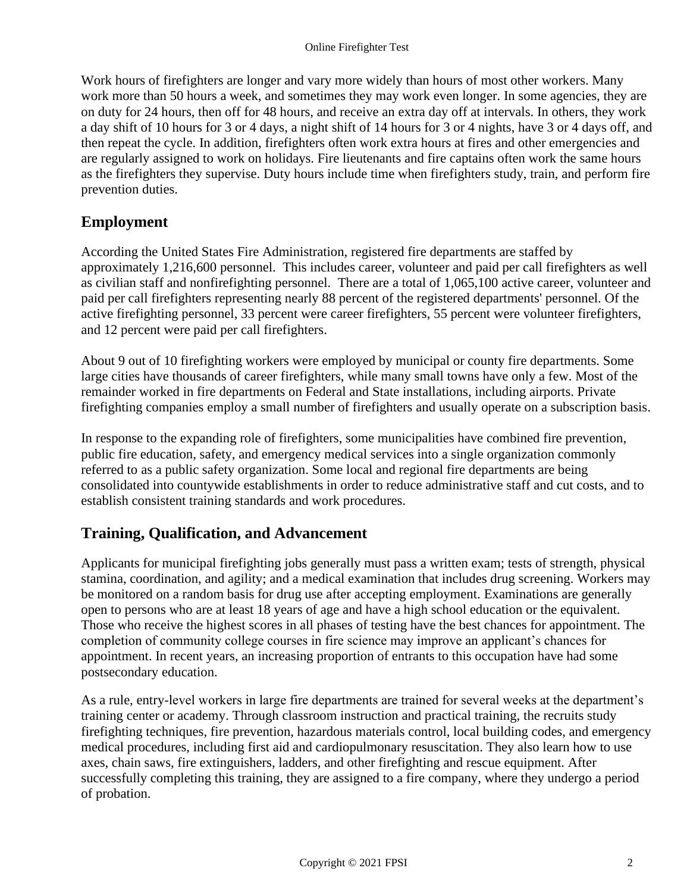Work hours of firefighters are longer and vary more widely than hours of most other workers. Many work more than 50 hours a week, and sometimes they may work even longer. In some agencies, they are on duty for 24 hours, then off for 48 hours, and receive an extra day off at intervals. In others, they work a day shift of 10 hours for 3 or 4 days, a night shift of 14 hours for 3 or 4 nights, have 3 or 4 days off, and then repeat the cycle. In addition, firefighters often work extra hours at fires and other emergencies and are regularly assigned to work on holidays. Fire lieutenants and fire captains often work the same hours as the firefighters they supervise. Duty hours include time when firefighters study, train, and perform fire prevention duties.

## Employment

According the United States Fire Administration, registered fire departments are staffed by approximately 1,216,600 personnel. This includes career, volunteer and paid per call firefighters as well as civilian staff and nonfirefighting personnel. There are a total of 1,065,100 active career, volunteer and paid per call firefighters representing nearly 88 percent of the registered departments' personnel. Of the active firefighting personnel, 33 percent were career firefighters, 55 percent were volunteer firefighters, and 12 percent were paid per call firefighters.

About 9 out of 10 firefighting workers were employed by municipal or county fire departments. Some large cities have thousands of career firefighters, while many small towns have only a few. Most of the remainder worked in fire departments on Federal and State installations, including airports. Private firefighting companies employ a small number of firefighters and usually operate on a subscription basis.

In response to the expanding role of firefighters, some municipalities have combined fire prevention, public fire education, safety, and emergency medical services into a single organization commonly referred to as a public safety organization. Some local and regional fire departments are being consolidated into countywide establishments in order to reduce administrative staff and cut costs, and to establish consistent training standards and work procedures.

## Training, Qualification, and Advancement

Applicants for municipal firefighting jobs generally must pass a written exam; tests of strength, physical stamina, coordination, and agility; and a medical examination that includes drug screening. Workers may be monitored on a random basis for drug use after accepting employment. Examinations are generally open to persons who are at least 18 years of age and have a high school education or the equivalent. Those who receive the highest scores in all phases of testing have the best chances for appointment. The completion of community college courses in fire science may improve an applicant's chances for appointment. In recent years, an increasing proportion of entrants to this occupation have had some postsecondary education.

As a rule, entry-level workers in large fire departments are trained for several weeks at the department's training center or academy. Through classroom instruction and practical training, the recruits study firefighting techniques, fire prevention, hazardous materials control, local building codes, and emergency medical procedures, including first aid and cardiopulmonary resuscitation. They also learn how to use axes, chain saws, fire extinguishers, ladders, and other firefighting and rescue equipment. After successfully completing this training, they are assigned to a fire company, where they undergo a period of probation.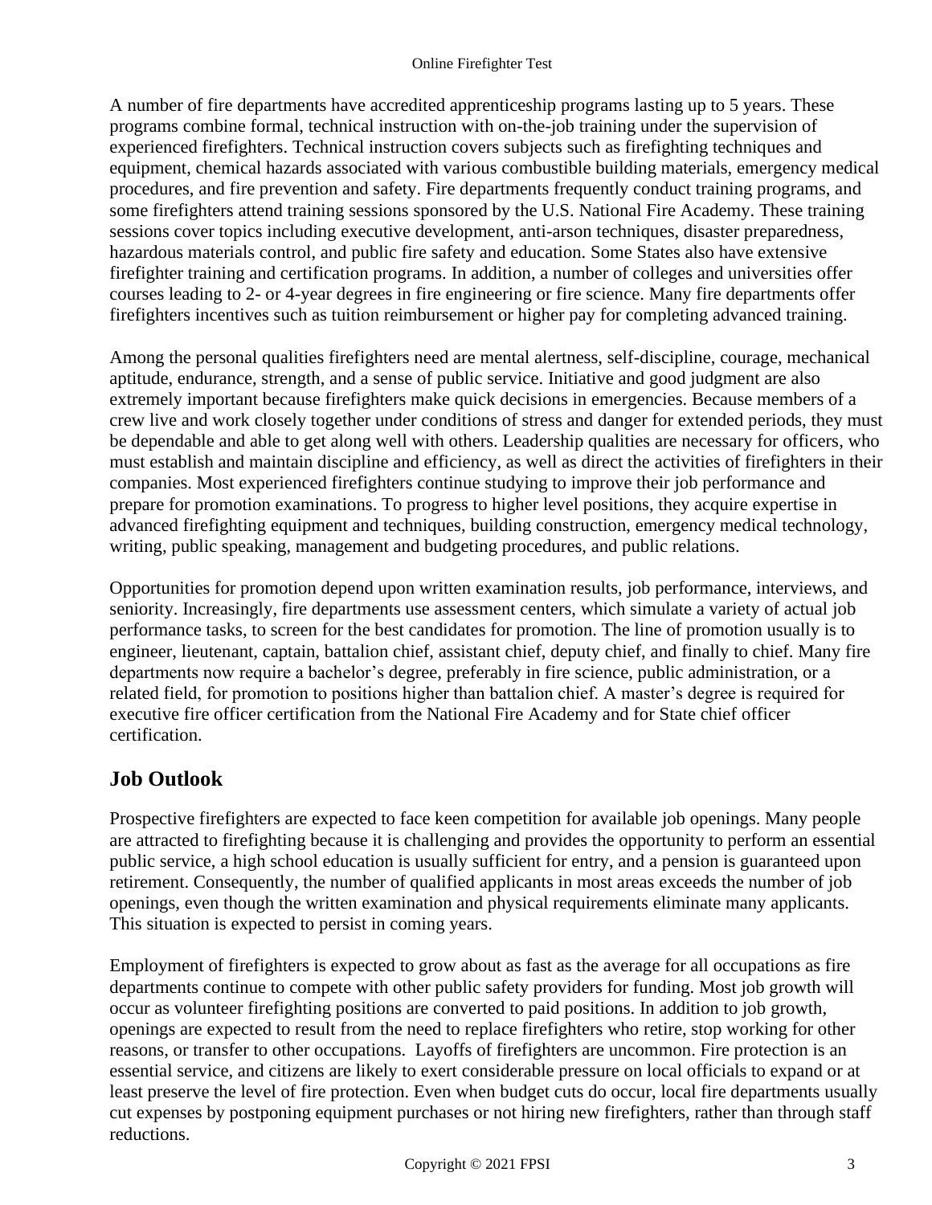A number of fire departments have accredited apprenticeship programs lasting up to 5 years. These programs combine formal, technical instruction with on-the-job training under the supervision of experienced firefighters. Technical instruction covers subjects such as firefighting techniques and equipment, chemical hazards associated with various combustible building materials, emergency medical procedures, and fire prevention and safety. Fire departments frequently conduct training programs, and some firefighters attend training sessions sponsored by the U.S. National Fire Academy. These training sessions cover topics including executive development, anti-arson techniques, disaster preparedness, hazardous materials control, and public fire safety and education. Some States also have extensive firefighter training and certification programs. In addition, a number of colleges and universities offer courses leading to 2- or 4-year degrees in fire engineering or fire science. Many fire departments offer firefighters incentives such as tuition reimbursement or higher pay for completing advanced training.

Among the personal qualities firefighters need are mental alertness, self-discipline, courage, mechanical aptitude, endurance, strength, and a sense of public service. Initiative and good judgment are also extremely important because firefighters make quick decisions in emergencies. Because members of a crew live and work closely together under conditions of stress and danger for extended periods, they must be dependable and able to get along well with others. Leadership qualities are necessary for officers, who must establish and maintain discipline and efficiency, as well as direct the activities of firefighters in their companies. Most experienced firefighters continue studying to improve their job performance and prepare for promotion examinations. To progress to higher level positions, they acquire expertise in advanced firefighting equipment and techniques, building construction, emergency medical technology, writing, public speaking, management and budgeting procedures, and public relations.

Opportunities for promotion depend upon written examination results, job performance, interviews, and seniority. Increasingly, fire departments use assessment centers, which simulate a variety of actual job performance tasks, to screen for the best candidates for promotion. The line of promotion usually is to engineer, lieutenant, captain, battalion chief, assistant chief, deputy chief, and finally to chief. Many fire departments now require a bachelor's degree, preferably in fire science, public administration, or a related field, for promotion to positions higher than battalion chief. A master's degree is required for executive fire officer certification from the National Fire Academy and for State chief officer certification.

## Job Outlook

Prospective firefighters are expected to face keen competition for available job openings. Many people are attracted to firefighting because it is challenging and provides the opportunity to perform an essential public service, a high school education is usually sufficient for entry, and a pension is guaranteed upon retirement. Consequently, the number of qualified applicants in most areas exceeds the number of job openings, even though the written examination and physical requirements eliminate many applicants. This situation is expected to persist in coming years.

Employment of firefighters is expected to grow about as fast as the average for all occupations as fire departments continue to compete with other public safety providers for funding. Most job growth will occur as volunteer firefighting positions are converted to paid positions. In addition to job growth, openings are expected to result from the need to replace firefighters who retire, stop working for other reasons, or transfer to other occupations. Layoffs of firefighters are uncommon. Fire protection is an essential service, and citizens are likely to exert considerable pressure on local officials to expand or at least preserve the level of fire protection. Even when budget cuts do occur, local fire departments usually cut expenses by postponing equipment purchases or not hiring new firefighters, rather than through staff reductions.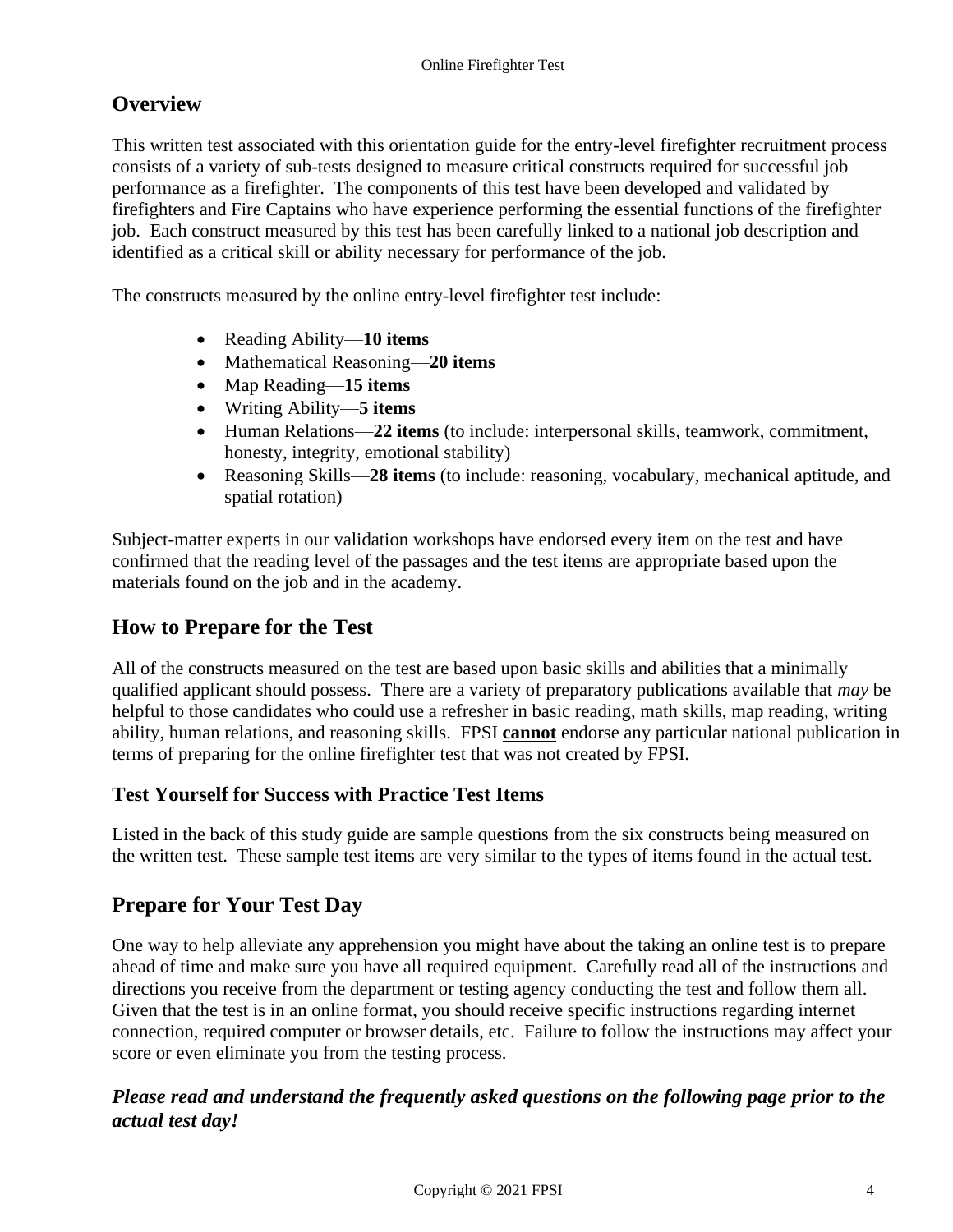## Overview

This written test associated with this orientation guide for the entry-level firefighter recruitment process consists of a variety of sub-tests designed to measure critical constructs required for successful job performance as a firefighter. The components of this test have been developed and validated by firefighters and Fire Captains who have experience performing the essential functions of the firefighter job. Each construct measured by this test has been carefully linked to a national job description and identified as a critical skill or ability necessary for performance of the job.

The constructs measured by the online entry-level firefighter test include:

- Reading Ability—**10 items**
- Mathematical Reasoning—**20 items**
- Map Reading—**15 items**
- Writing Ability—**5 items**
- Human Relations—**22 items** (to include: interpersonal skills, teamwork, commitment, honesty, integrity, emotional stability)
- Reasoning Skills—**28 items** (to include: reasoning, vocabulary, mechanical aptitude, and spatial rotation)

Subject-matter experts in our validation workshops have endorsed every item on the test and have confirmed that the reading level of the passages and the test items are appropriate based upon the materials found on the job and in the academy.

## How to Prepare for the Test

All of the constructs measured on the test are based upon basic skills and abilities that a minimally qualified applicant should possess. There are a variety of preparatory publications available that *may* be helpful to those candidates who could use a refresher in basic reading, math skills, map reading, writing ability, human relations, and reasoning skills. FPSI **cannot** endorse any particular national publication in terms of preparing for the online firefighter test that was not created by FPSI.

### Test Yourself for Success with Practice Test Items

Listed in the back of this study guide are sample questions from the six constructs being measured on the written test. These sample test items are very similar to the types of items found in the actual test.

## Prepare for Your Test Day

One way to help alleviate any apprehension you might have about the taking an online test is to prepare ahead of time and make sure you have all required equipment. Carefully read all of the instructions and directions you receive from the department or testing agency conducting the test and follow them all. Given that the test is in an online format, you should receive specific instructions regarding internet connection, required computer or browser details, etc. Failure to follow the instructions may affect your score or even eliminate you from the testing process.

***Please read and understand the frequently asked questions on the following page prior to the actual test day!***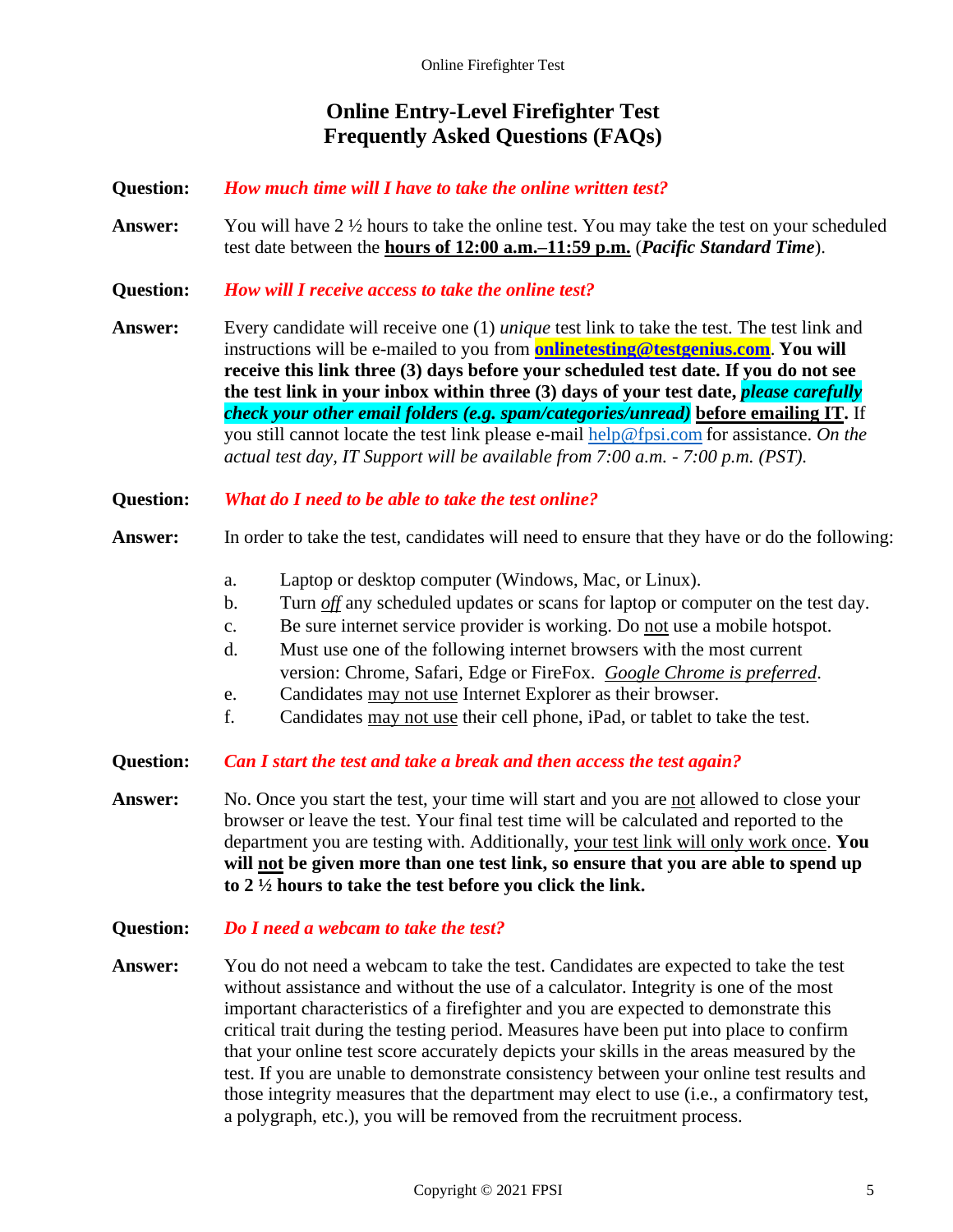# Online Entry-Level Firefighter Test
## Frequently Asked Questions (FAQs)

**Question:** ***How much time will I have to take the online written test?***

**Answer:** You will have 2 ½ hours to take the online test. You may take the test on your scheduled test date between the **hours of 12:00 a.m.–11:59 p.m.** (***Pacific Standard Time***).

**Question:** ***How will I receive access to take the online test?***

**Answer:** Every candidate will receive one (1) *unique* test link to take the test. The test link and instructions will be e-mailed to you from **onlinetesting@testgenius.com**. **You will receive this link three (3) days before your scheduled test date. If you do not see the test link in your inbox within three (3) days of your test date, *please carefully check your other email folders (e.g. spam/categories/unread)* before emailing IT.** If you still cannot locate the test link please e-mail help@fpsi.com for assistance. *On the actual test day, IT Support will be available from 7:00 a.m. - 7:00 p.m. (PST).*

**Question:** ***What do I need to be able to take the test online?***

**Answer:** In order to take the test, candidates will need to ensure that they have or do the following:

a. Laptop or desktop computer (Windows, Mac, or Linux).
b. Turn *off* any scheduled updates or scans for laptop or computer on the test day.
c. Be sure internet service provider is working. Do not use a mobile hotspot.
d. Must use one of the following internet browsers with the most current version: Chrome, Safari, Edge or FireFox. *Google Chrome is preferred*.
e. Candidates may not use Internet Explorer as their browser.
f. Candidates may not use their cell phone, iPad, or tablet to take the test.

**Question:** ***Can I start the test and take a break and then access the test again?***

**Answer:** No. Once you start the test, your time will start and you are not allowed to close your browser or leave the test. Your final test time will be calculated and reported to the department you are testing with. Additionally, your test link will only work once. **You will not be given more than one test link, so ensure that you are able to spend up to 2 ½ hours to take the test before you click the link.**

**Question:** ***Do I need a webcam to take the test?***

**Answer:** You do not need a webcam to take the test. Candidates are expected to take the test without assistance and without the use of a calculator. Integrity is one of the most important characteristics of a firefighter and you are expected to demonstrate this critical trait during the testing period. Measures have been put into place to confirm that your online test score accurately depicts your skills in the areas measured by the test. If you are unable to demonstrate consistency between your online test results and those integrity measures that the department may elect to use (i.e., a confirmatory test, a polygraph, etc.), you will be removed from the recruitment process.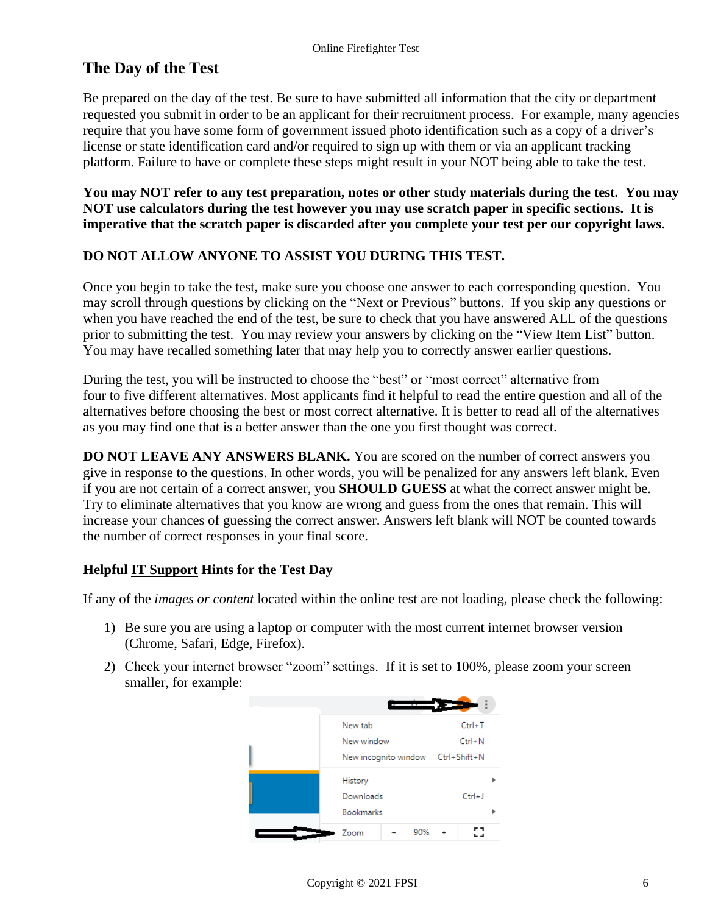## The Day of the Test

Be prepared on the day of the test. Be sure to have submitted all information that the city or department requested you submit in order to be an applicant for their recruitment process. For example, many agencies require that you have some form of government issued photo identification such as a copy of a driver's license or state identification card and/or required to sign up with them or via an applicant tracking platform. Failure to have or complete these steps might result in your NOT being able to take the test.

**You may NOT refer to any test preparation, notes or other study materials during the test. You may NOT use calculators during the test however you may use scratch paper in specific sections. It is imperative that the scratch paper is discarded after you complete your test per our copyright laws.**

**DO NOT ALLOW ANYONE TO ASSIST YOU DURING THIS TEST.**

Once you begin to take the test, make sure you choose one answer to each corresponding question. You may scroll through questions by clicking on the "Next or Previous" buttons. If you skip any questions or when you have reached the end of the test, be sure to check that you have answered ALL of the questions prior to submitting the test. You may review your answers by clicking on the "View Item List" button. You may have recalled something later that may help you to correctly answer earlier questions.

During the test, you will be instructed to choose the "best" or "most correct" alternative from four to five different alternatives. Most applicants find it helpful to read the entire question and all of the alternatives before choosing the best or most correct alternative. It is better to read all of the alternatives as you may find one that is a better answer than the one you first thought was correct.

**DO NOT LEAVE ANY ANSWERS BLANK.** You are scored on the number of correct answers you give in response to the questions. In other words, you will be penalized for any answers left blank. Even if you are not certain of a correct answer, you **SHOULD GUESS** at what the correct answer might be. Try to eliminate alternatives that you know are wrong and guess from the ones that remain. This will increase your chances of guessing the correct answer. Answers left blank will NOT be counted towards the number of correct responses in your final score.

### Helpful IT Support Hints for the Test Day

If any of the *images or content* located within the online test are not loading, please check the following:

1) Be sure you are using a laptop or computer with the most current internet browser version (Chrome, Safari, Edge, Firefox).
2) Check your internet browser "zoom" settings. If it is set to 100%, please zoom your screen smaller, for example: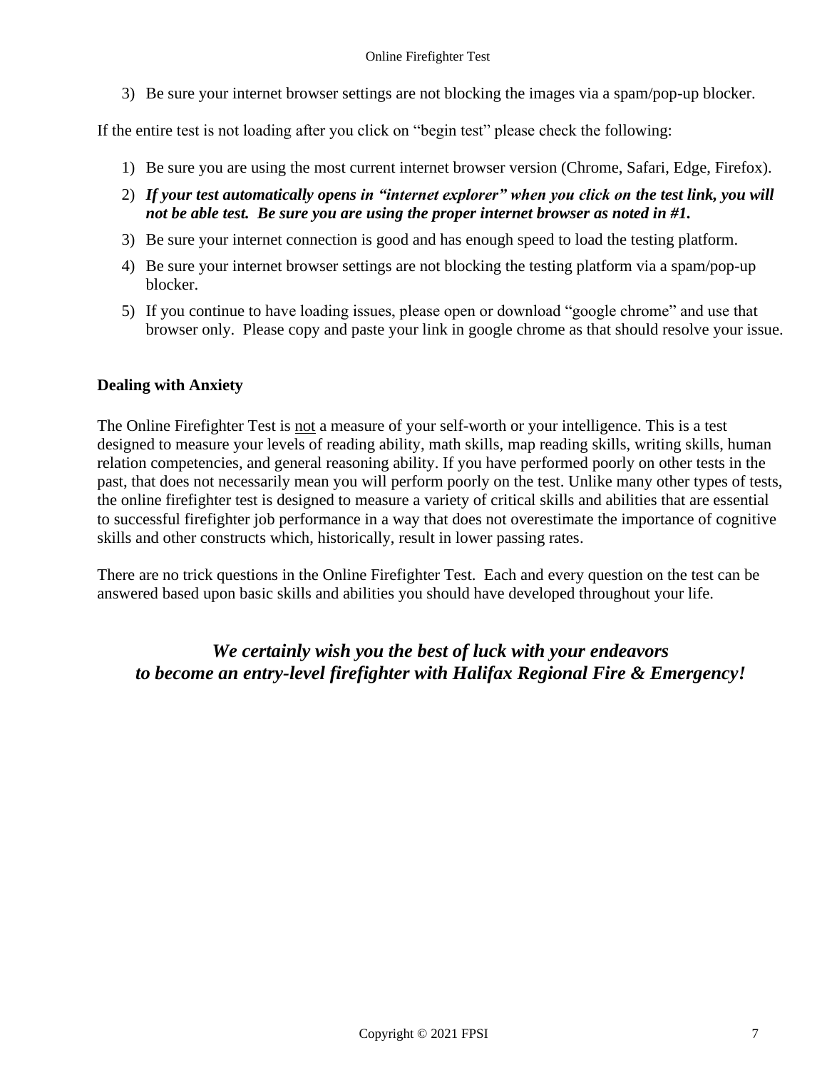3) Be sure your internet browser settings are not blocking the images via a spam/pop-up blocker.

If the entire test is not loading after you click on "begin test" please check the following:

1) Be sure you are using the most current internet browser version (Chrome, Safari, Edge, Firefox).
2) ***If your test automatically opens in "internet explorer" when you click on the test link, you will not be able test. Be sure you are using the proper internet browser as noted in #1.***
3) Be sure your internet connection is good and has enough speed to load the testing platform.
4) Be sure your internet browser settings are not blocking the testing platform via a spam/pop-up blocker.
5) If you continue to have loading issues, please open or download "google chrome" and use that browser only. Please copy and paste your link in google chrome as that should resolve your issue.

**Dealing with Anxiety**

The Online Firefighter Test is <u>not</u> a measure of your self-worth or your intelligence. This is a test designed to measure your levels of reading ability, math skills, map reading skills, writing skills, human relation competencies, and general reasoning ability. If you have performed poorly on other tests in the past, that does not necessarily mean you will perform poorly on the test. Unlike many other types of tests, the online firefighter test is designed to measure a variety of critical skills and abilities that are essential to successful firefighter job performance in a way that does not overestimate the importance of cognitive skills and other constructs which, historically, result in lower passing rates.

There are no trick questions in the Online Firefighter Test. Each and every question on the test can be answered based upon basic skills and abilities you should have developed throughout your life.

***We certainly wish you the best of luck with your endeavors to become an entry-level firefighter with Halifax Regional Fire & Emergency!***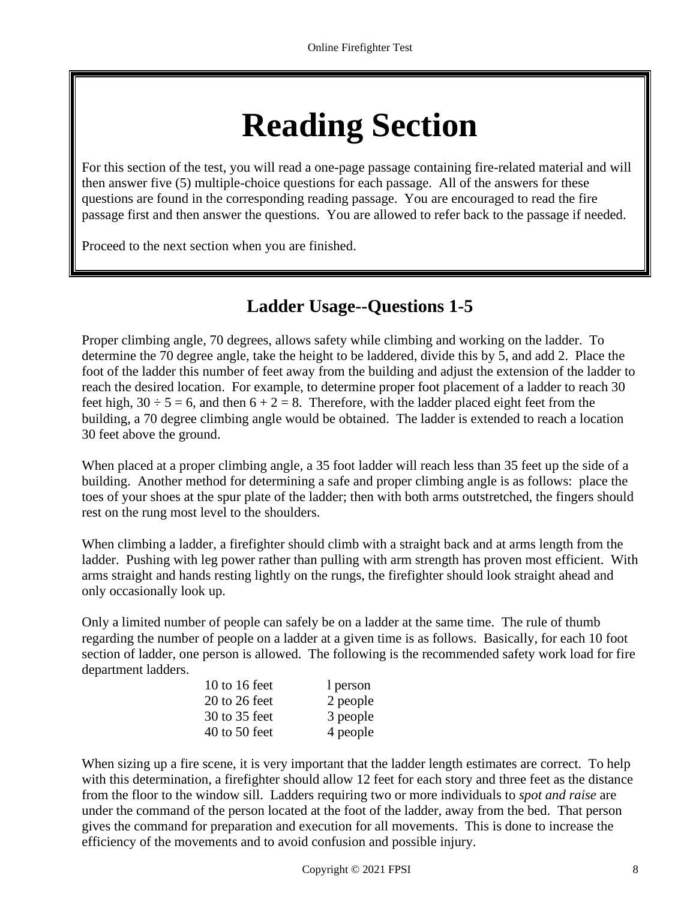# Reading Section

For this section of the test, you will read a one-page passage containing fire-related material and will then answer five (5) multiple-choice questions for each passage. All of the answers for these questions are found in the corresponding reading passage. You are encouraged to read the fire passage first and then answer the questions. You are allowed to refer back to the passage if needed.

Proceed to the next section when you are finished.

## Ladder Usage--Questions 1-5

Proper climbing angle, 70 degrees, allows safety while climbing and working on the ladder. To determine the 70 degree angle, take the height to be laddered, divide this by 5, and add 2. Place the foot of the ladder this number of feet away from the building and adjust the extension of the ladder to reach the desired location. For example, to determine proper foot placement of a ladder to reach 30 feet high, $30 \div 5 = 6$, and then $6 + 2 = 8$. Therefore, with the ladder placed eight feet from the building, a 70 degree climbing angle would be obtained. The ladder is extended to reach a location 30 feet above the ground.

When placed at a proper climbing angle, a 35 foot ladder will reach less than 35 feet up the side of a building. Another method for determining a safe and proper climbing angle is as follows: place the toes of your shoes at the spur plate of the ladder; then with both arms outstretched, the fingers should rest on the rung most level to the shoulders.

When climbing a ladder, a firefighter should climb with a straight back and at arms length from the ladder. Pushing with leg power rather than pulling with arm strength has proven most efficient. With arms straight and hands resting lightly on the rungs, the firefighter should look straight ahead and only occasionally look up.

Only a limited number of people can safely be on a ladder at the same time. The rule of thumb regarding the number of people on a ladder at a given time is as follows. Basically, for each 10 foot section of ladder, one person is allowed. The following is the recommended safety work load for fire department ladders.

| | |
|---|---|
| 10 to 16 feet | l person |
| 20 to 26 feet | 2 people |
| 30 to 35 feet | 3 people |
| 40 to 50 feet | 4 people |

When sizing up a fire scene, it is very important that the ladder length estimates are correct. To help with this determination, a firefighter should allow 12 feet for each story and three feet as the distance from the floor to the window sill. Ladders requiring two or more individuals to *spot and raise* are under the command of the person located at the foot of the ladder, away from the bed. That person gives the command for preparation and execution for all movements. This is done to increase the efficiency of the movements and to avoid confusion and possible injury.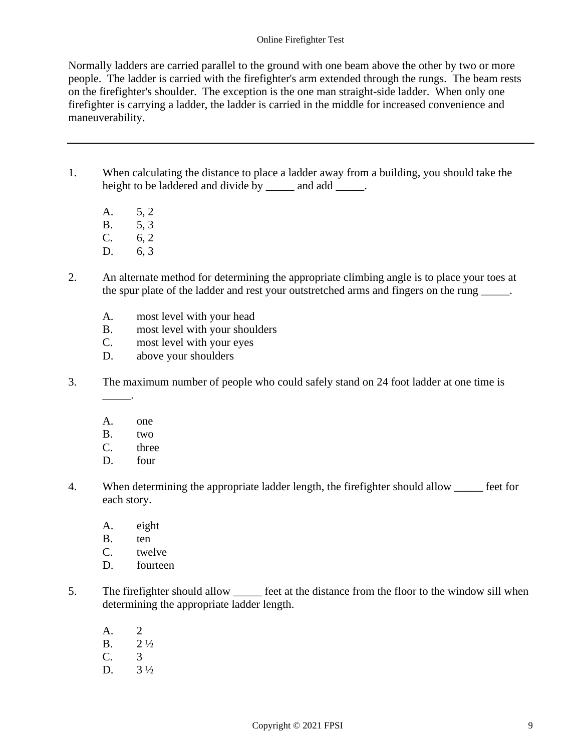Normally ladders are carried parallel to the ground with one beam above the other by two or more people. The ladder is carried with the firefighter's arm extended through the rungs. The beam rests on the firefighter's shoulder. The exception is the one man straight-side ladder. When only one firefighter is carrying a ladder, the ladder is carried in the middle for increased convenience and maneuverability.

---

1. When calculating the distance to place a ladder away from a building, you should take the height to be laddered and divide by _____ and add _____.

   A. 5, 2
   B. 5, 3
   C. 6, 2
   D. 6, 3

2. An alternate method for determining the appropriate climbing angle is to place your toes at the spur plate of the ladder and rest your outstretched arms and fingers on the rung _____.

   A. most level with your head
   B. most level with your shoulders
   C. most level with your eyes
   D. above your shoulders

3. The maximum number of people who could safely stand on 24 foot ladder at one time is _____.

   A. one
   B. two
   C. three
   D. four

4. When determining the appropriate ladder length, the firefighter should allow _____ feet for each story.

   A. eight
   B. ten
   C. twelve
   D. fourteen

5. The firefighter should allow _____ feet at the distance from the floor to the window sill when determining the appropriate ladder length.

   A. 2
   B. 2 ½
   C. 3
   D. 3 ½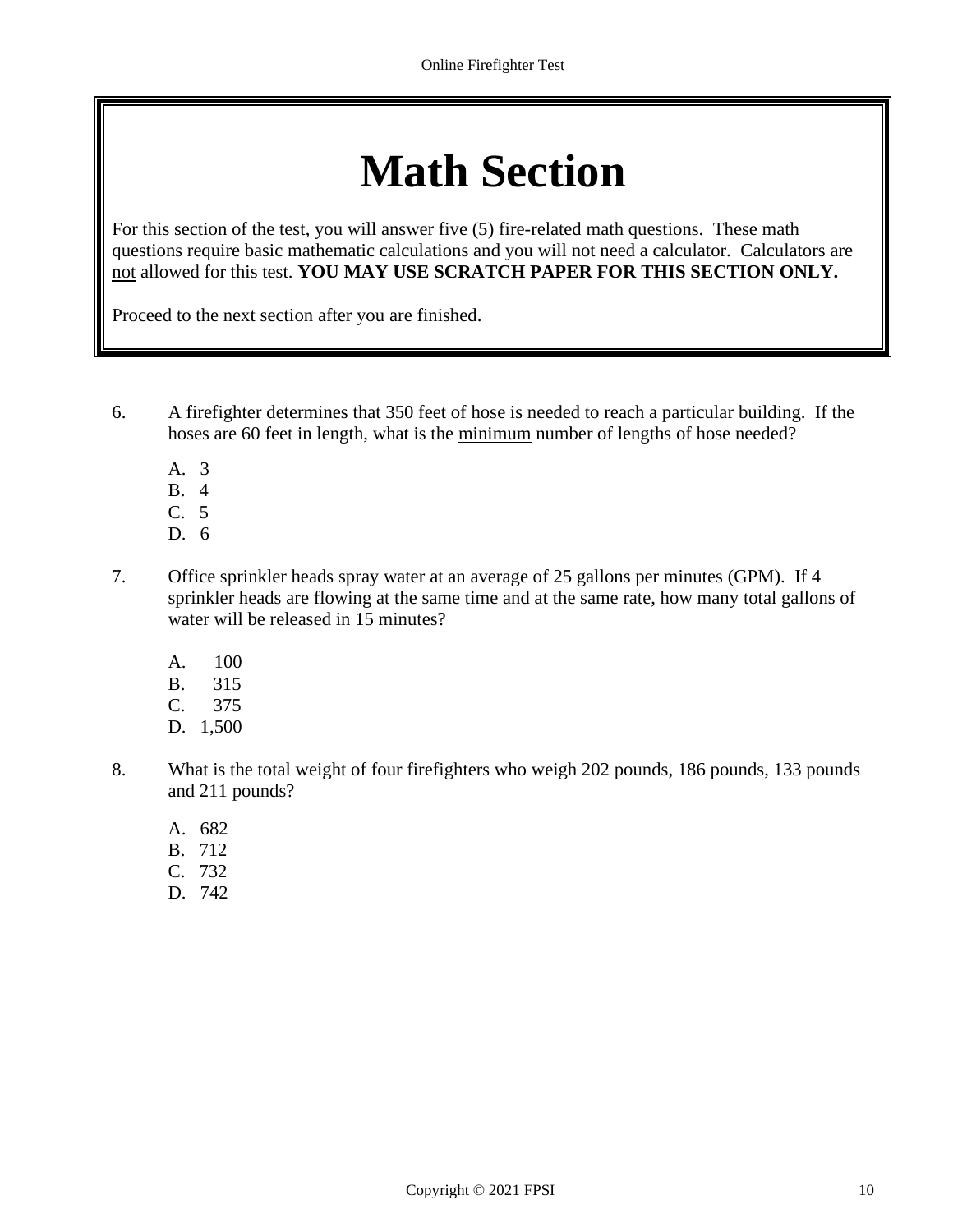# Math Section

For this section of the test, you will answer five (5) fire-related math questions. These math questions require basic mathematic calculations and you will not need a calculator. Calculators are <u>not</u> allowed for this test. **YOU MAY USE SCRATCH PAPER FOR THIS SECTION ONLY.**

Proceed to the next section after you are finished.

6. A firefighter determines that 350 feet of hose is needed to reach a particular building. If the hoses are 60 feet in length, what is the <u>minimum</u> number of lengths of hose needed?

   A. 3
   B. 4
   C. 5
   D. 6

7. Office sprinkler heads spray water at an average of 25 gallons per minutes (GPM). If 4 sprinkler heads are flowing at the same time and at the same rate, how many total gallons of water will be released in 15 minutes?

   A. 100
   B. 315
   C. 375
   D. 1,500

8. What is the total weight of four firefighters who weigh 202 pounds, 186 pounds, 133 pounds and 211 pounds?

   A. 682
   B. 712
   C. 732
   D. 742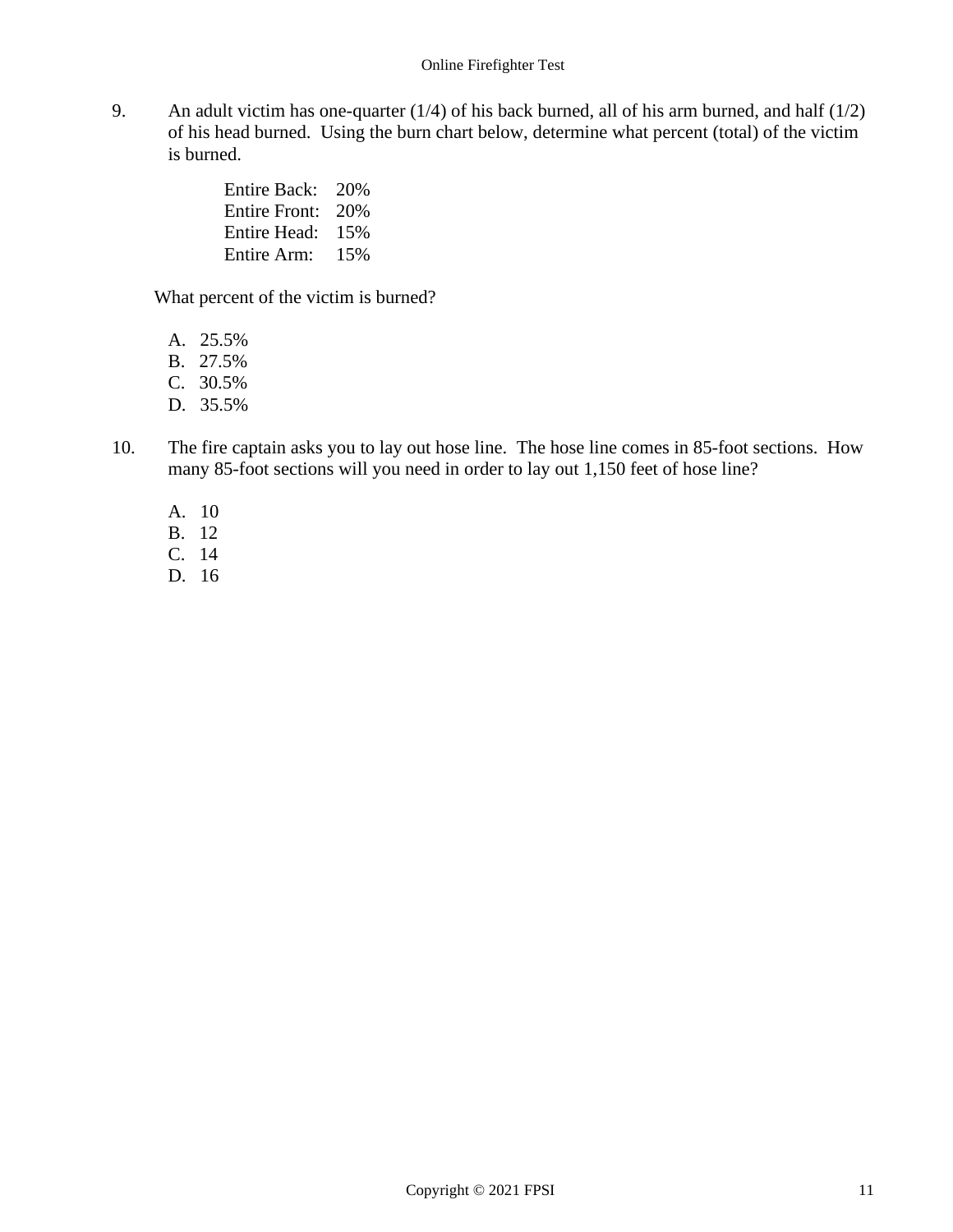9. An adult victim has one-quarter (1/4) of his back burned, all of his arm burned, and half (1/2) of his head burned. Using the burn chart below, determine what percent (total) of the victim is burned.

   | | |
   |---|---|
   | Entire Back: | 20% |
   | Entire Front: | 20% |
   | Entire Head: | 15% |
   | Entire Arm: | 15% |

   What percent of the victim is burned?

   A. 25.5%
   B. 27.5%
   C. 30.5%
   D. 35.5%

10. The fire captain asks you to lay out hose line. The hose line comes in 85-foot sections. How many 85-foot sections will you need in order to lay out 1,150 feet of hose line?

    A. 10
    B. 12
    C. 14
    D. 16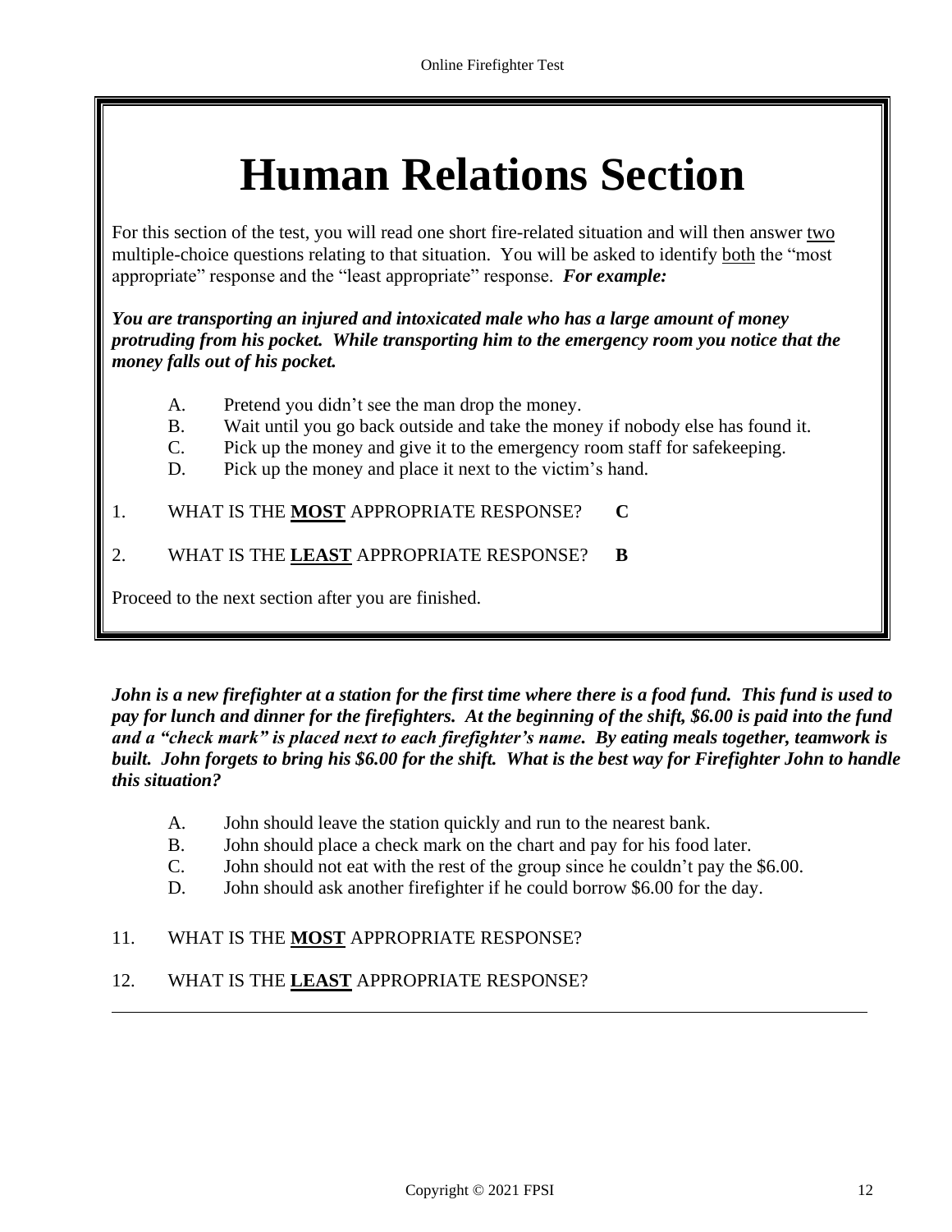# Human Relations Section

For this section of the test, you will read one short fire-related situation and will then answer two multiple-choice questions relating to that situation. You will be asked to identify both the "most appropriate" response and the "least appropriate" response. ***For example:***

***You are transporting an injured and intoxicated male who has a large amount of money protruding from his pocket. While transporting him to the emergency room you notice that the money falls out of his pocket.***

- A. Pretend you didn't see the man drop the money.
- B. Wait until you go back outside and take the money if nobody else has found it.
- C. Pick up the money and give it to the emergency room staff for safekeeping.
- D. Pick up the money and place it next to the victim's hand.

1. WHAT IS THE **MOST** APPROPRIATE RESPONSE? **C**

2. WHAT IS THE **LEAST** APPROPRIATE RESPONSE? **B**

Proceed to the next section after you are finished.

***John is a new firefighter at a station for the first time where there is a food fund. This fund is used to pay for lunch and dinner for the firefighters. At the beginning of the shift, $6.00 is paid into the fund and a "check mark" is placed next to each firefighter's name. By eating meals together, teamwork is built. John forgets to bring his $6.00 for the shift. What is the best way for Firefighter John to handle this situation?***

- A. John should leave the station quickly and run to the nearest bank.
- B. John should place a check mark on the chart and pay for his food later.
- C. John should not eat with the rest of the group since he couldn't pay the $6.00.
- D. John should ask another firefighter if he could borrow $6.00 for the day.

11. WHAT IS THE **MOST** APPROPRIATE RESPONSE?

12. WHAT IS THE **LEAST** APPROPRIATE RESPONSE?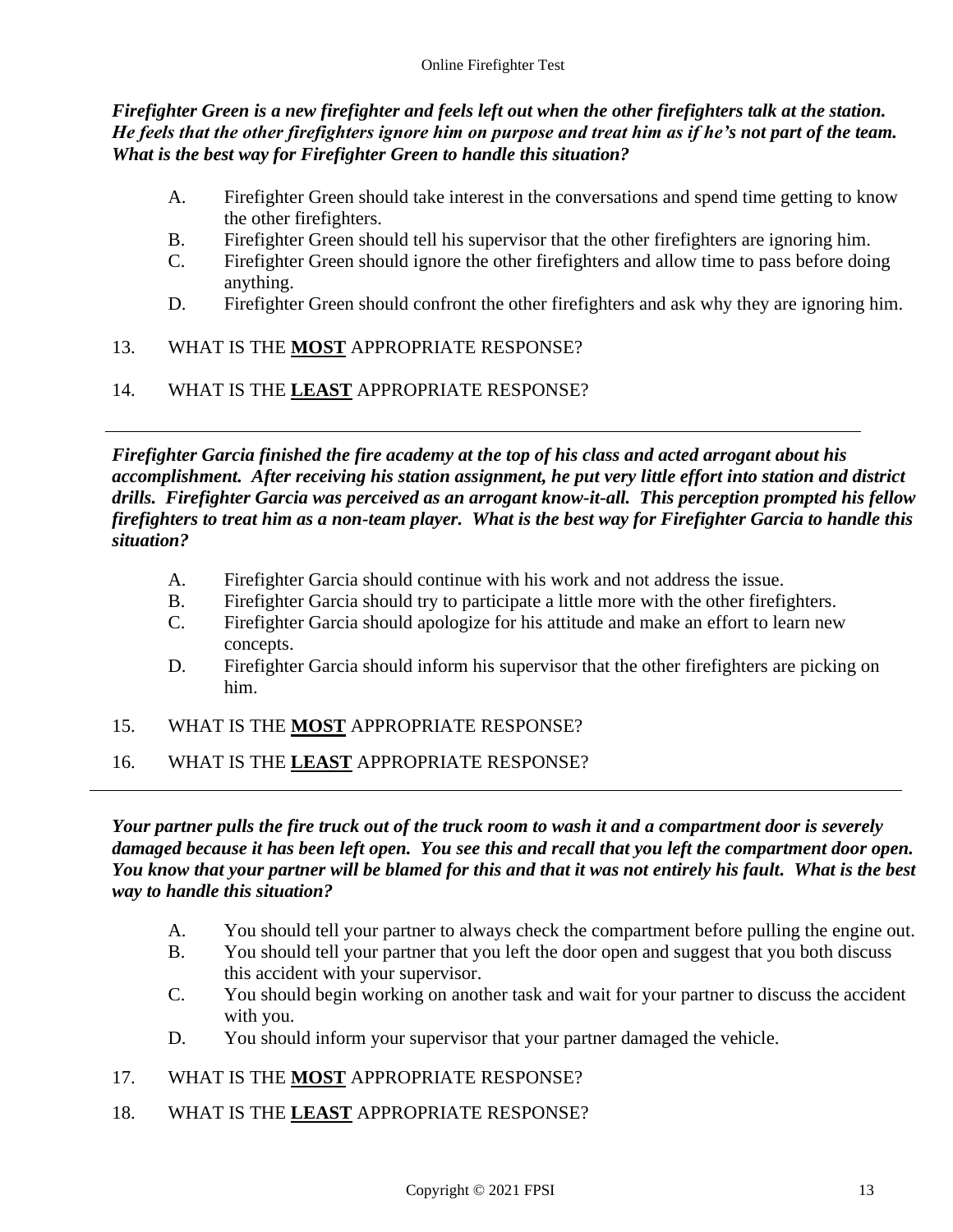***Firefighter Green is a new firefighter and feels left out when the other firefighters talk at the station. He feels that the other firefighters ignore him on purpose and treat him as if he's not part of the team. What is the best way for Firefighter Green to handle this situation?***

A. Firefighter Green should take interest in the conversations and spend time getting to know the other firefighters.
B. Firefighter Green should tell his supervisor that the other firefighters are ignoring him.
C. Firefighter Green should ignore the other firefighters and allow time to pass before doing anything.
D. Firefighter Green should confront the other firefighters and ask why they are ignoring him.

13. WHAT IS THE **<u>MOST</u>** APPROPRIATE RESPONSE?

14. WHAT IS THE **<u>LEAST</u>** APPROPRIATE RESPONSE?

---

***Firefighter Garcia finished the fire academy at the top of his class and acted arrogant about his accomplishment. After receiving his station assignment, he put very little effort into station and district drills. Firefighter Garcia was perceived as an arrogant know-it-all. This perception prompted his fellow firefighters to treat him as a non-team player. What is the best way for Firefighter Garcia to handle this situation?***

A. Firefighter Garcia should continue with his work and not address the issue.
B. Firefighter Garcia should try to participate a little more with the other firefighters.
C. Firefighter Garcia should apologize for his attitude and make an effort to learn new concepts.
D. Firefighter Garcia should inform his supervisor that the other firefighters are picking on him.

15. WHAT IS THE **<u>MOST</u>** APPROPRIATE RESPONSE?

16. WHAT IS THE **<u>LEAST</u>** APPROPRIATE RESPONSE?

---

***Your partner pulls the fire truck out of the truck room to wash it and a compartment door is severely damaged because it has been left open. You see this and recall that you left the compartment door open. You know that your partner will be blamed for this and that it was not entirely his fault. What is the best way to handle this situation?***

A. You should tell your partner to always check the compartment before pulling the engine out.
B. You should tell your partner that you left the door open and suggest that you both discuss this accident with your supervisor.
C. You should begin working on another task and wait for your partner to discuss the accident with you.
D. You should inform your supervisor that your partner damaged the vehicle.

17. WHAT IS THE **<u>MOST</u>** APPROPRIATE RESPONSE?

18. WHAT IS THE **<u>LEAST</u>** APPROPRIATE RESPONSE?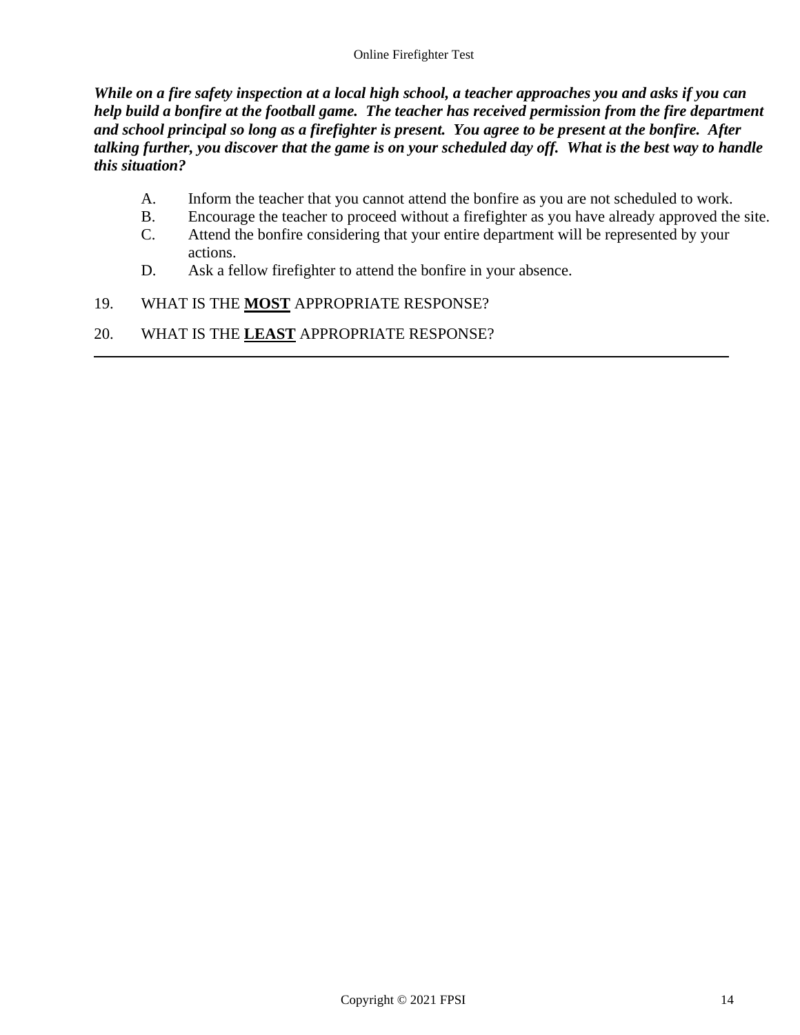***While on a fire safety inspection at a local high school, a teacher approaches you and asks if you can help build a bonfire at the football game. The teacher has received permission from the fire department and school principal so long as a firefighter is present. You agree to be present at the bonfire. After talking further, you discover that the game is on your scheduled day off. What is the best way to handle this situation?***

A. Inform the teacher that you cannot attend the bonfire as you are not scheduled to work.
B. Encourage the teacher to proceed without a firefighter as you have already approved the site.
C. Attend the bonfire considering that your entire department will be represented by your actions.
D. Ask a fellow firefighter to attend the bonfire in your absence.

19. WHAT IS THE **MOST** APPROPRIATE RESPONSE?

20. WHAT IS THE **LEAST** APPROPRIATE RESPONSE?

---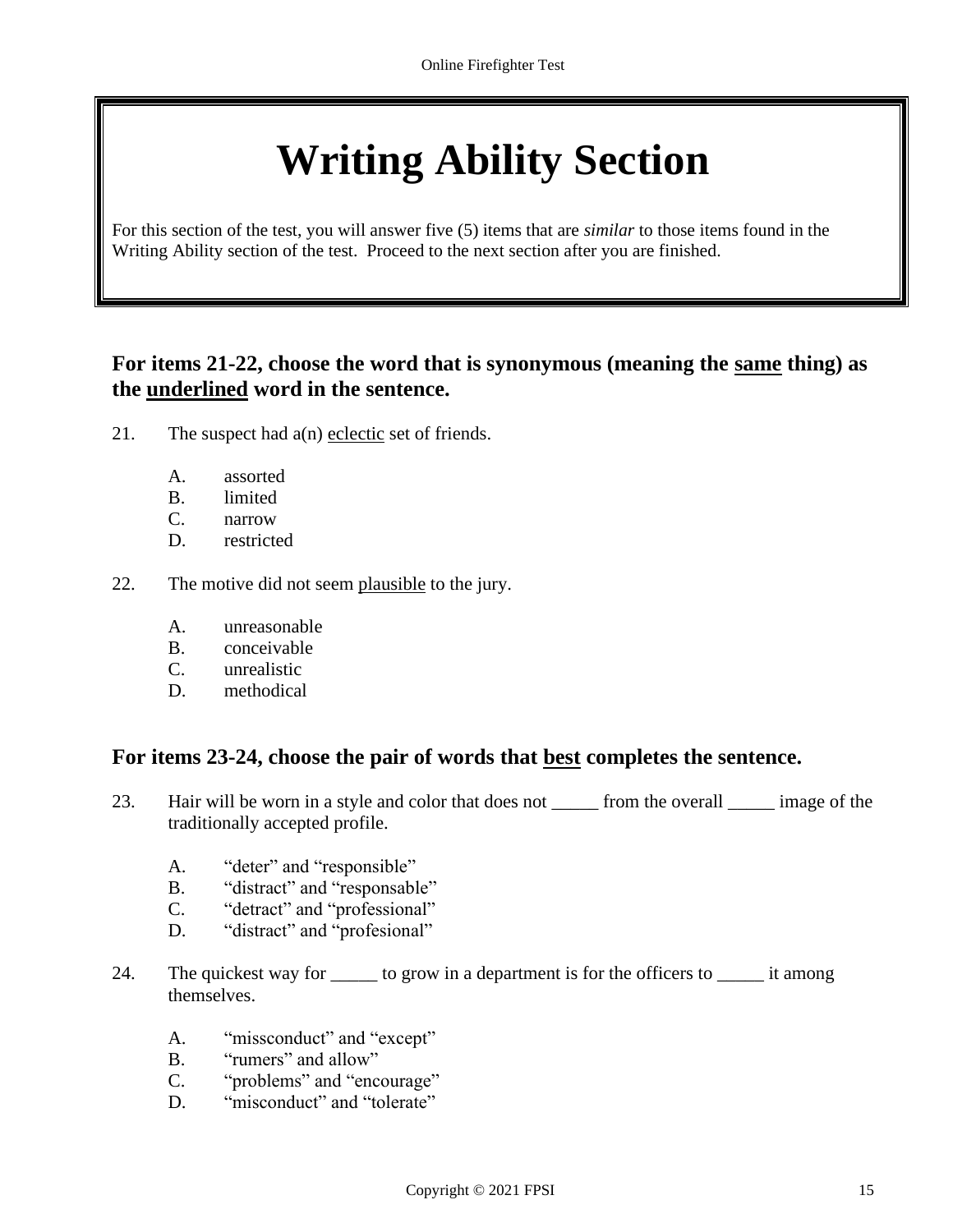# Writing Ability Section

For this section of the test, you will answer five (5) items that are *similar* to those items found in the Writing Ability section of the test. Proceed to the next section after you are finished.

### For items 21-22, choose the word that is synonymous (meaning the same thing) as the underlined word in the sentence.

21. The suspect had a(n) <u>eclectic</u> set of friends.

    A. assorted
    B. limited
    C. narrow
    D. restricted

22. The motive did not seem <u>plausible</u> to the jury.

    A. unreasonable
    B. conceivable
    C. unrealistic
    D. methodical

### For items 23-24, choose the pair of words that best completes the sentence.

23. Hair will be worn in a style and color that does not _____ from the overall _____ image of the traditionally accepted profile.

    A. "deter" and "responsible"
    B. "distract" and "responsable"
    C. "detract" and "professional"
    D. "distract" and "profesional"

24. The quickest way for _____ to grow in a department is for the officers to _____ it among themselves.

    A. "missconduct" and "except"
    B. "rumers" and allow"
    C. "problems" and "encourage"
    D. "misconduct" and "tolerate"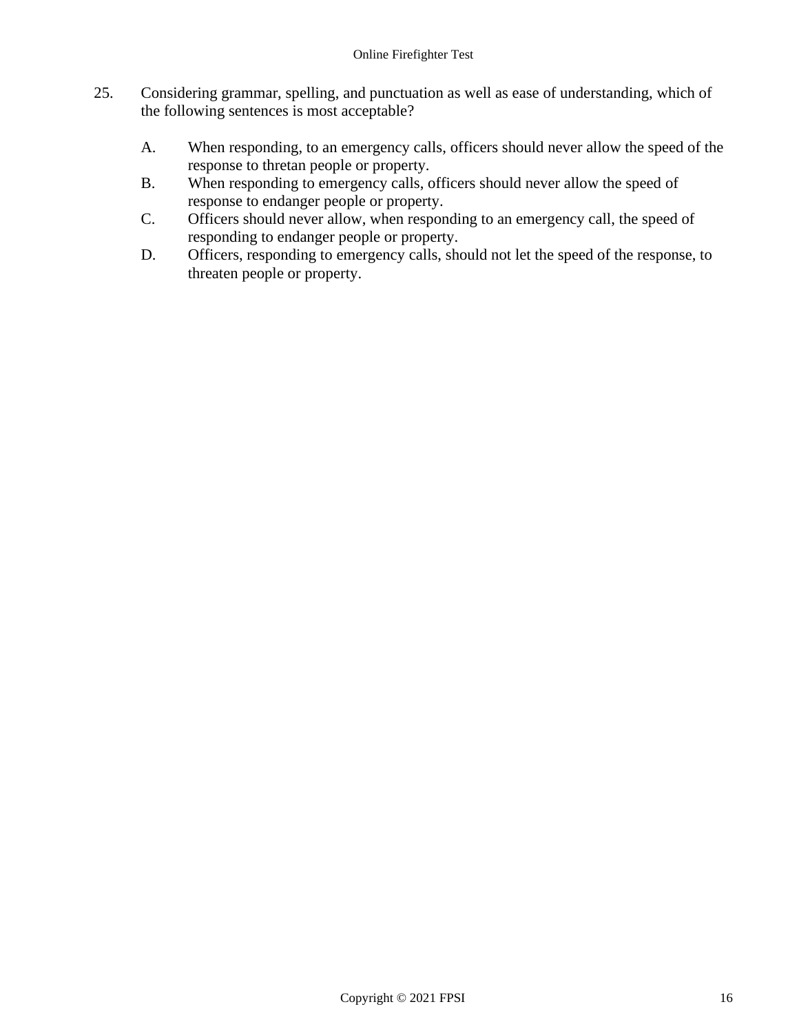25. Considering grammar, spelling, and punctuation as well as ease of understanding, which of the following sentences is most acceptable?

    A. When responding, to an emergency calls, officers should never allow the speed of the response to thretan people or property.
    B. When responding to emergency calls, officers should never allow the speed of response to endanger people or property.
    C. Officers should never allow, when responding to an emergency call, the speed of responding to endanger people or property.
    D. Officers, responding to emergency calls, should not let the speed of the response, to threaten people or property.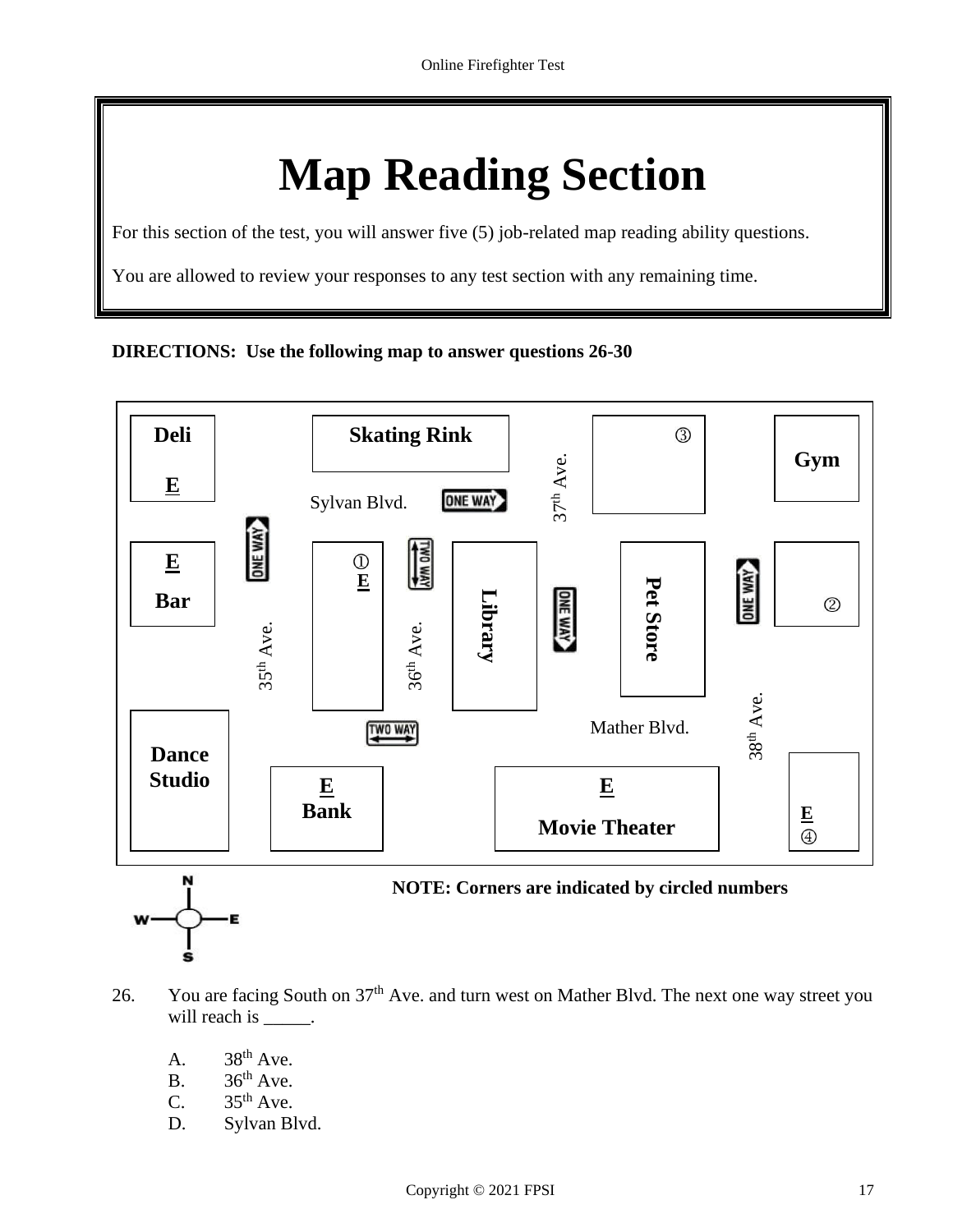# Map Reading Section

For this section of the test, you will answer five (5) job-related map reading ability questions.

You are allowed to review your responses to any test section with any remaining time.

**DIRECTIONS: Use the following map to answer questions 26-30**

**NOTE: Corners are indicated by circled numbers**

26. You are facing South on 37th Ave. and turn west on Mather Blvd. The next one way street you will reach is _____.

    A. 38th Ave.
    B. 36th Ave.
    C. 35th Ave.
    D. Sylvan Blvd.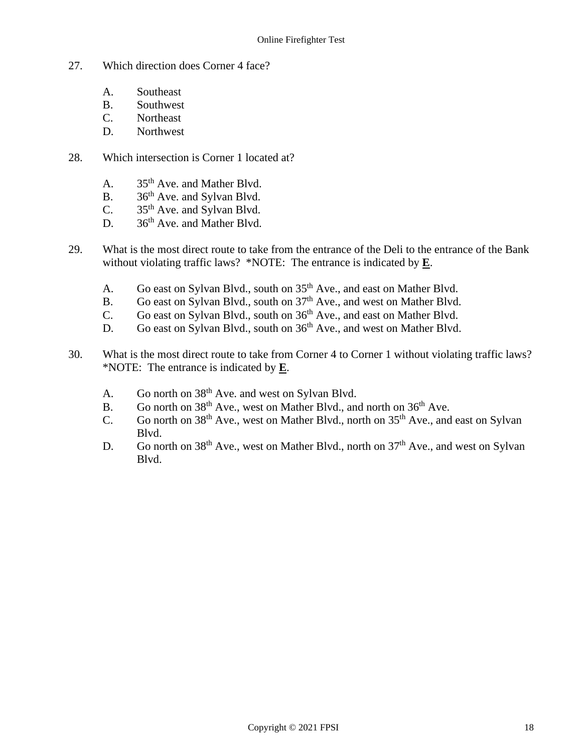27. Which direction does Corner 4 face?

   A. Southeast
   B. Southwest
   C. Northeast
   D. Northwest

28. Which intersection is Corner 1 located at?

   A. 35th Ave. and Mather Blvd.
   B. 36th Ave. and Sylvan Blvd.
   C. 35th Ave. and Sylvan Blvd.
   D. 36th Ave. and Mather Blvd.

29. What is the most direct route to take from the entrance of the Deli to the entrance of the Bank without violating traffic laws? *NOTE: The entrance is indicated by **E**.

   A. Go east on Sylvan Blvd., south on 35th Ave., and east on Mather Blvd.
   B. Go east on Sylvan Blvd., south on 37th Ave., and west on Mather Blvd.
   C. Go east on Sylvan Blvd., south on 36th Ave., and east on Mather Blvd.
   D. Go east on Sylvan Blvd., south on 36th Ave., and west on Mather Blvd.

30. What is the most direct route to take from Corner 4 to Corner 1 without violating traffic laws? *NOTE: The entrance is indicated by **E**.

   A. Go north on 38th Ave. and west on Sylvan Blvd.
   B. Go north on 38th Ave., west on Mather Blvd., and north on 36th Ave.
   C. Go north on 38th Ave., west on Mather Blvd., north on 35th Ave., and east on Sylvan Blvd.
   D. Go north on 38th Ave., west on Mather Blvd., north on 37th Ave., and west on Sylvan Blvd.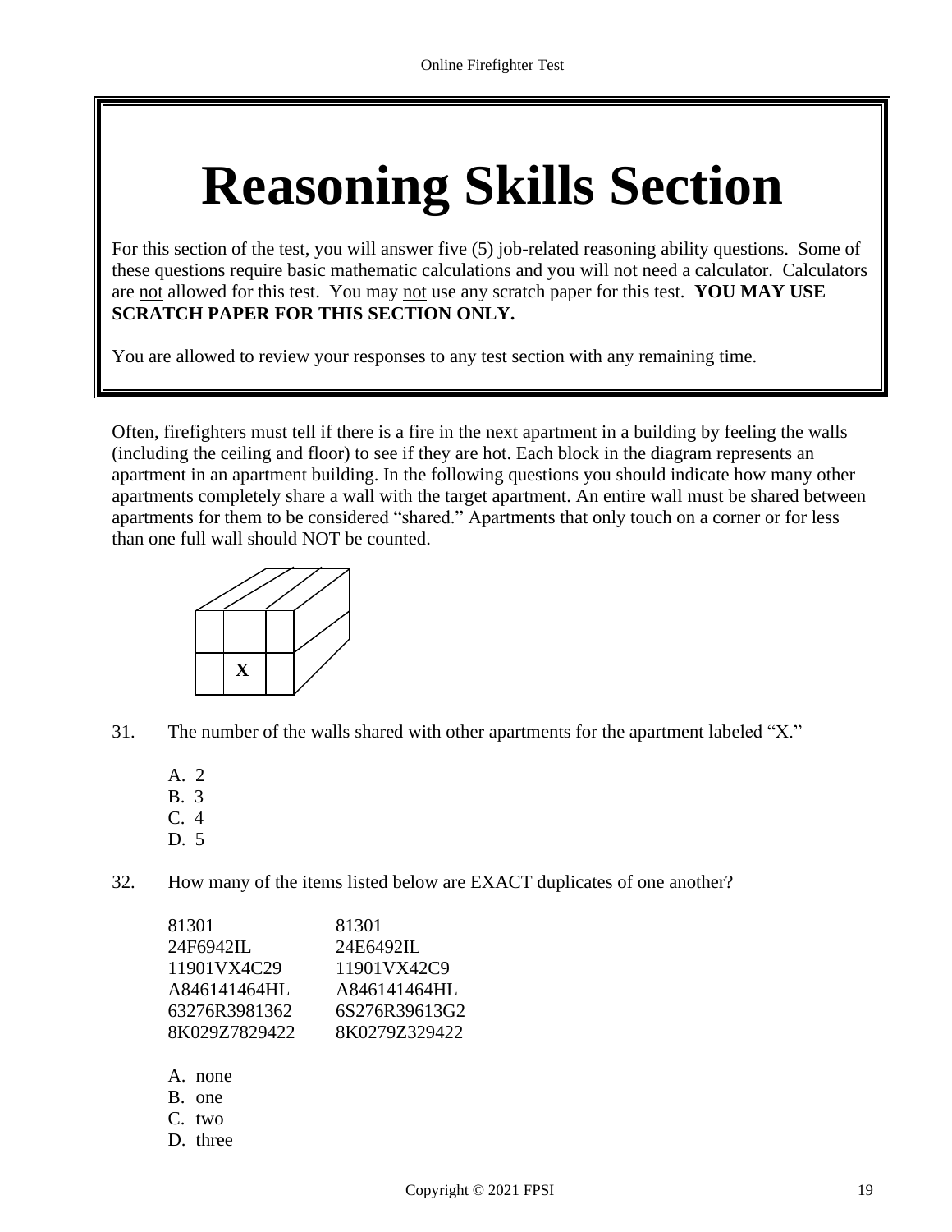# Reasoning Skills Section

For this section of the test, you will answer five (5) job-related reasoning ability questions. Some of these questions require basic mathematic calculations and you will not need a calculator. Calculators are <u>not</u> allowed for this test. You may <u>not</u> use any scratch paper for this test. **YOU MAY USE SCRATCH PAPER FOR THIS SECTION ONLY.**

You are allowed to review your responses to any test section with any remaining time.

Often, firefighters must tell if there is a fire in the next apartment in a building by feeling the walls (including the ceiling and floor) to see if they are hot. Each block in the diagram represents an apartment in an apartment building. In the following questions you should indicate how many other apartments completely share a wall with the target apartment. An entire wall must be shared between apartments for them to be considered "shared." Apartments that only touch on a corner or for less than one full wall should NOT be counted.

31. The number of the walls shared with other apartments for the apartment labeled "X."

    A. 2
    B. 3
    C. 4
    D. 5

32. How many of the items listed below are EXACT duplicates of one another?

    | | |
    |---|---|
    | 81301 | 81301 |
    | 24F6942IL | 24E6492IL |
    | 11901VX4C29 | 11901VX42C9 |
    | A846141464HL | A846141464HL |
    | 63276R3981362 | 6S276R39613G2 |
    | 8K029Z7829422 | 8K0279Z329422 |

    A. none
    B. one
    C. two
    D. three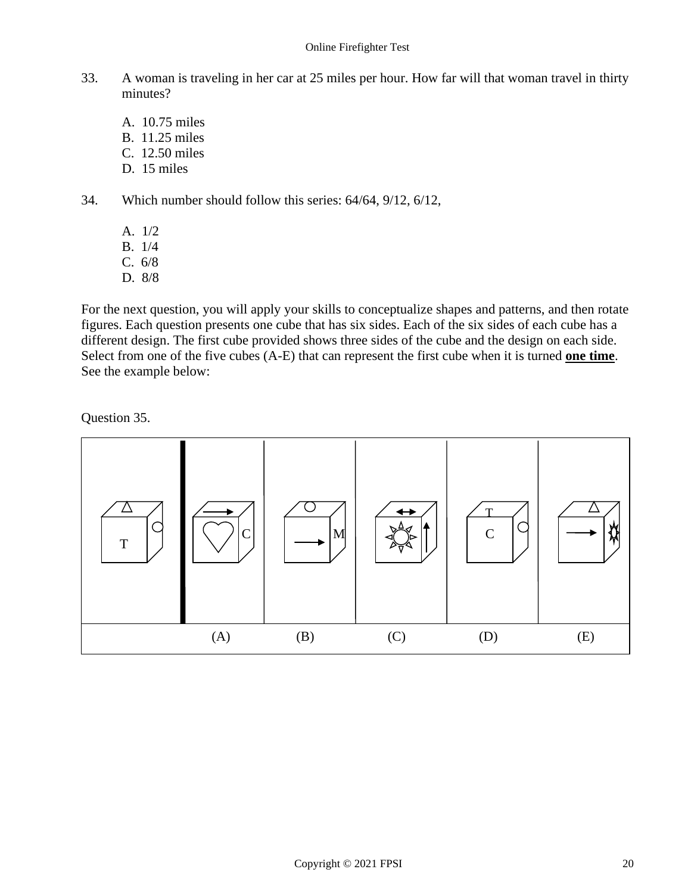33. A woman is traveling in her car at 25 miles per hour. How far will that woman travel in thirty minutes?

   A. 10.75 miles
   B. 11.25 miles
   C. 12.50 miles
   D. 15 miles

34. Which number should follow this series: 64/64, 9/12, 6/12,

   A. 1/2
   B. 1/4
   C. 6/8
   D. 8/8

For the next question, you will apply your skills to conceptualize shapes and patterns, and then rotate figures. Each question presents one cube that has six sides. Each of the six sides of each cube has a different design. The first cube provided shows three sides of the cube and the design on each side. Select from one of the five cubes (A-E) that can represent the first cube when it is turned **one time**. See the example below:

Question 35.

| | (A) | (B) | (C) | (D) | (E) |
|---|---|---|---|---|---|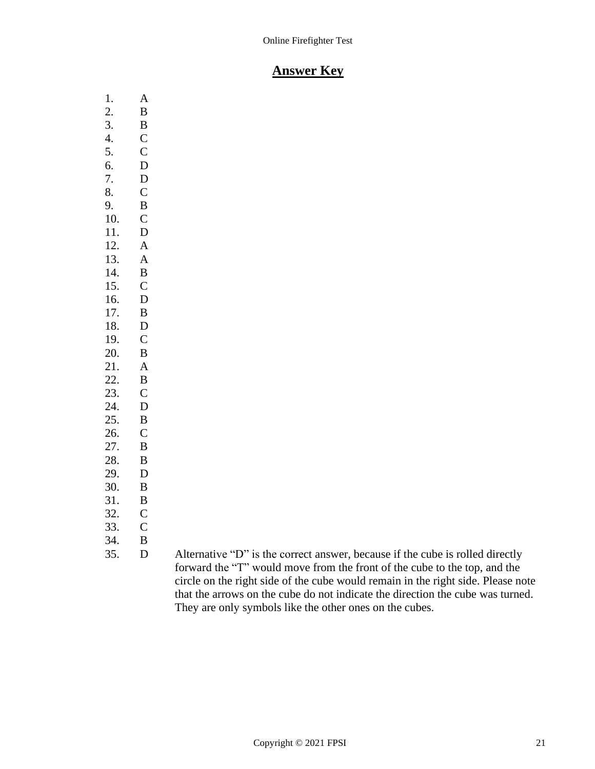## Answer Key

1. A
2. B
3. B
4. C
5. C
6. D
7. D
8. C
9. B
10. C
11. D
12. A
13. A
14. B
15. C
16. D
17. B
18. D
19. C
20. B
21. A
22. B
23. C
24. D
25. B
26. C
27. B
28. B
29. D
30. B
31. B
32. C
33. C
34. B
35. D — Alternative “D” is the correct answer, because if the cube is rolled directly forward the “T” would move from the front of the cube to the top, and the circle on the right side of the cube would remain in the right side. Please note that the arrows on the cube do not indicate the direction the cube was turned. They are only symbols like the other ones on the cubes.